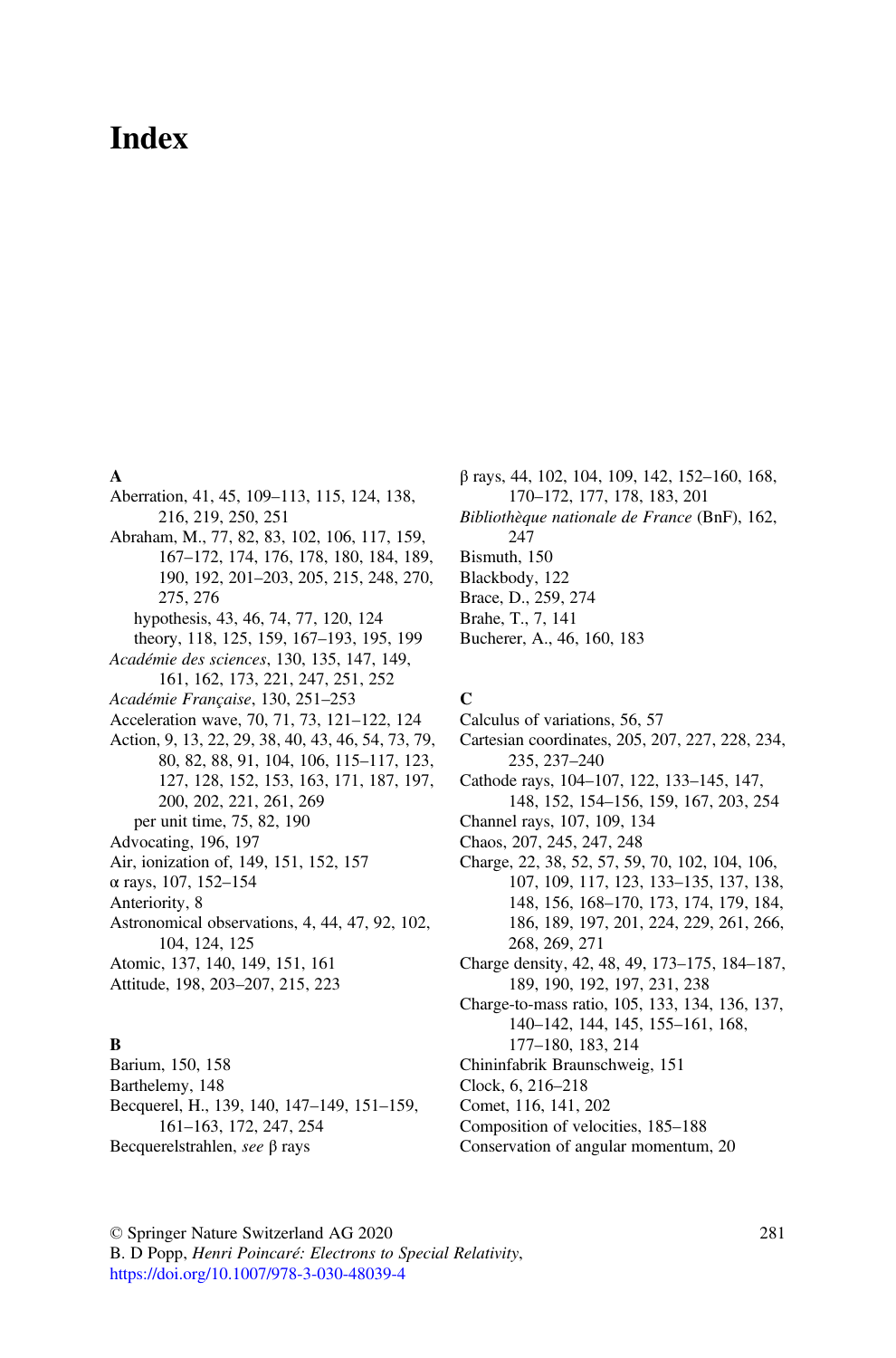# Index

**A**

Aberration, 41, 45, 109–113, 115, 124, 138, 216, 219, 250, 251

Abraham, M., 77, 82, 83, 102, 106, 117, 159, 167–172, 174, 176, 178, 180, 184, 189, 190, 192, 201–203, 205, 215, 248, 270, 275, 276
- hypothesis, 43, 46, 74, 77, 120, 124
- theory, 118, 125, 159, 167–193, 195, 199

*Académie des sciences*, 130, 135, 147, 149, 161, 162, 173, 221, 247, 251, 252

*Académie Française*, 130, 251–253

Acceleration wave, 70, 71, 73, 121–122, 124

Action, 9, 13, 22, 29, 38, 40, 43, 46, 54, 73, 79, 80, 82, 88, 91, 104, 106, 115–117, 123, 127, 128, 152, 153, 163, 171, 187, 197, 200, 202, 221, 261, 269
- per unit time, 75, 82, 190

Advocating, 196, 197

Air, ionization of, 149, 151, 152, 157

α rays, 107, 152–154

Anteriority, 8

Astronomical observations, 4, 44, 47, 92, 102, 104, 124, 125

Atomic, 137, 140, 149, 151, 161

Attitude, 198, 203–207, 215, 223

**B**

Barium, 150, 158

Barthelemy, 148

Becquerel, H., 139, 140, 147–149, 151–159, 161–163, 172, 247, 254

Becquerelstrahlen, *see* β rays

β rays, 44, 102, 104, 109, 142, 152–160, 168, 170–172, 177, 178, 183, 201

*Bibliothèque nationale de France* (BnF), 162, 247

Bismuth, 150

Blackbody, 122

Brace, D., 259, 274

Brahe, T., 7, 141

Bucherer, A., 46, 160, 183

**C**

Calculus of variations, 56, 57

Cartesian coordinates, 205, 207, 227, 228, 234, 235, 237–240

Cathode rays, 104–107, 122, 133–145, 147, 148, 152, 154–156, 159, 167, 203, 254

Channel rays, 107, 109, 134

Chaos, 207, 245, 247, 248

Charge, 22, 38, 52, 57, 59, 70, 102, 104, 106, 107, 109, 117, 123, 133–135, 137, 138, 148, 156, 168–170, 173, 174, 179, 184, 186, 189, 197, 201, 224, 229, 261, 266, 268, 269, 271

Charge density, 42, 48, 49, 173–175, 184–187, 189, 190, 192, 197, 231, 238

Charge-to-mass ratio, 105, 133, 134, 136, 137, 140–142, 144, 145, 155–161, 168, 177–180, 183, 214

Chininfabrik Braunschweig, 151

Clock, 6, 216–218

Comet, 116, 141, 202

Composition of velocities, 185–188

Conservation of angular momentum, 20

© Springer Nature Switzerland AG 2020
B. D Popp, *Henri Poincaré: Electrons to Special Relativity*,
https://doi.org/10.1007/978-3-030-48039-4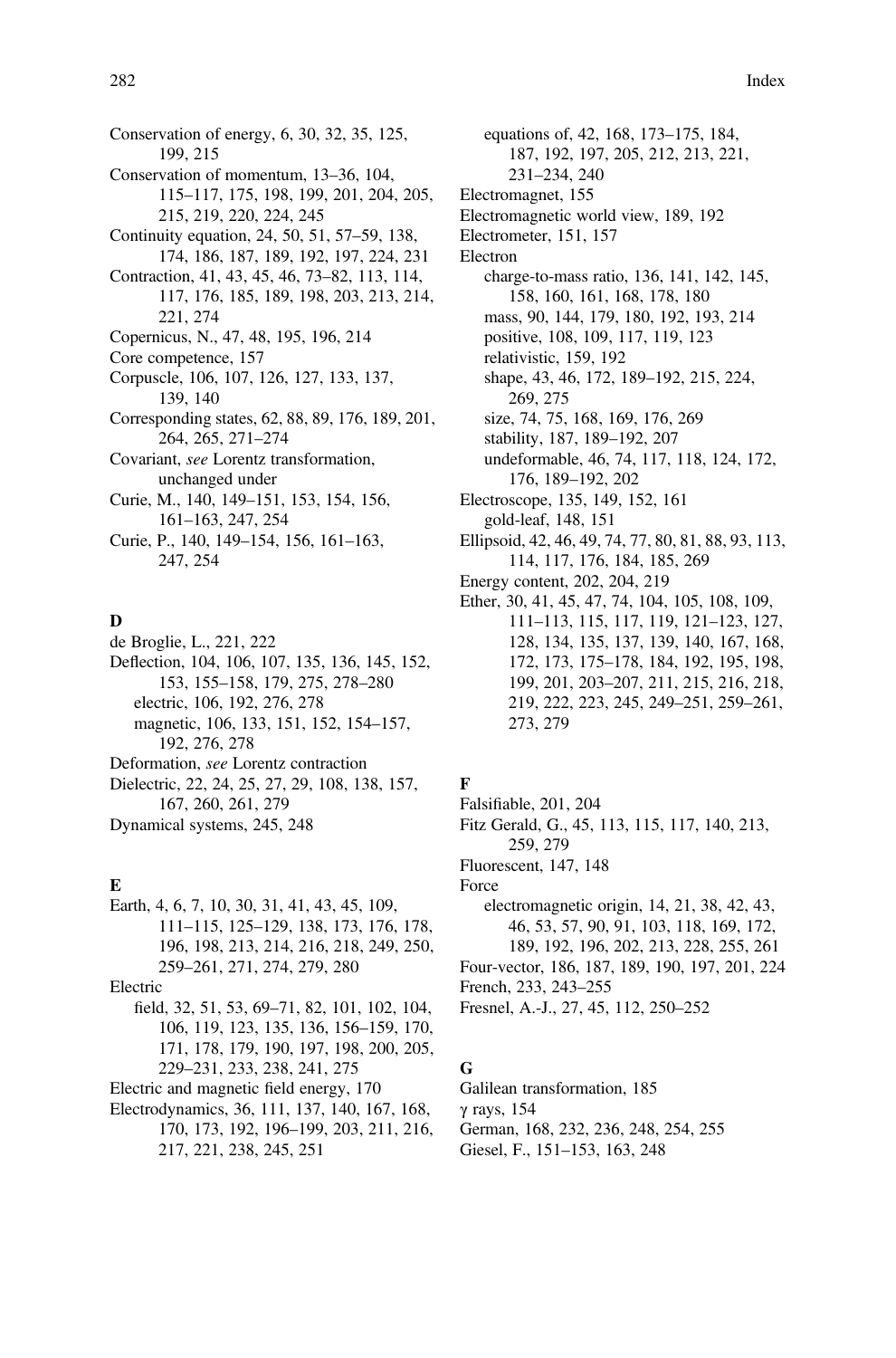Conservation of energy, 6, 30, 32, 35, 125, 199, 215
Conservation of momentum, 13–36, 104, 115–117, 175, 198, 199, 201, 204, 205, 215, 219, 220, 224, 245
Continuity equation, 24, 50, 51, 57–59, 138, 174, 186, 187, 189, 192, 197, 224, 231
Contraction, 41, 43, 45, 46, 73–82, 113, 114, 117, 176, 185, 189, 198, 203, 213, 214, 221, 274
Copernicus, N., 47, 48, 195, 196, 214
Core competence, 157
Corpuscle, 106, 107, 126, 127, 133, 137, 139, 140
Corresponding states, 62, 88, 89, 176, 189, 201, 264, 265, 271–274
Covariant, *see* Lorentz transformation, unchanged under
Curie, M., 140, 149–151, 153, 154, 156, 161–163, 247, 254
Curie, P., 140, 149–154, 156, 161–163, 247, 254

## D

de Broglie, L., 221, 222
Deflection, 104, 106, 107, 135, 136, 145, 152, 153, 155–158, 179, 275, 278–280
  electric, 106, 192, 276, 278
  magnetic, 106, 133, 151, 152, 154–157, 192, 276, 278
Deformation, *see* Lorentz contraction
Dielectric, 22, 24, 25, 27, 29, 108, 138, 157, 167, 260, 261, 279
Dynamical systems, 245, 248

## E

Earth, 4, 6, 7, 10, 30, 31, 41, 43, 45, 109, 111–115, 125–129, 138, 173, 176, 178, 196, 198, 213, 214, 216, 218, 249, 250, 259–261, 271, 274, 279, 280
Electric
  field, 32, 51, 53, 69–71, 82, 101, 102, 104, 106, 119, 123, 135, 136, 156–159, 170, 171, 178, 179, 190, 197, 198, 200, 205, 229–231, 233, 238, 241, 275
Electric and magnetic field energy, 170
Electrodynamics, 36, 111, 137, 140, 167, 168, 170, 173, 192, 196–199, 203, 211, 216, 217, 221, 238, 245, 251
  equations of, 42, 168, 173–175, 184, 187, 192, 197, 205, 212, 213, 221, 231–234, 240
Electromagnet, 155
Electromagnetic world view, 189, 192
Electrometer, 151, 157
Electron
  charge-to-mass ratio, 136, 141, 142, 145, 158, 160, 161, 168, 178, 180
  mass, 90, 144, 179, 180, 192, 193, 214
  positive, 108, 109, 117, 119, 123
  relativistic, 159, 192
  shape, 43, 46, 172, 189–192, 215, 224, 269, 275
  size, 74, 75, 168, 169, 176, 269
  stability, 187, 189–192, 207
  undeformable, 46, 74, 117, 118, 124, 172, 176, 189–192, 202
Electroscope, 135, 149, 152, 161
  gold-leaf, 148, 151
Ellipsoid, 42, 46, 49, 74, 77, 80, 81, 88, 93, 113, 114, 117, 176, 184, 185, 269
Energy content, 202, 204, 219
Ether, 30, 41, 45, 47, 74, 104, 105, 108, 109, 111–113, 115, 117, 119, 121–123, 127, 128, 134, 135, 137, 139, 140, 167, 168, 172, 173, 175–178, 184, 192, 195, 198, 199, 201, 203–207, 211, 215, 216, 218, 219, 222, 223, 245, 249–251, 259–261, 273, 279

## F

Falsifiable, 201, 204
Fitz Gerald, G., 45, 113, 115, 117, 140, 213, 259, 279
Fluorescent, 147, 148
Force
  electromagnetic origin, 14, 21, 38, 42, 43, 46, 53, 57, 90, 91, 103, 118, 169, 172, 189, 192, 196, 202, 213, 228, 255, 261
Four-vector, 186, 187, 189, 190, 197, 201, 224
French, 233, 243–255
Fresnel, A.-J., 27, 45, 112, 250–252

## G

Galilean transformation, 185
γ rays, 154
German, 168, 232, 236, 248, 254, 255
Giesel, F., 151–153, 163, 248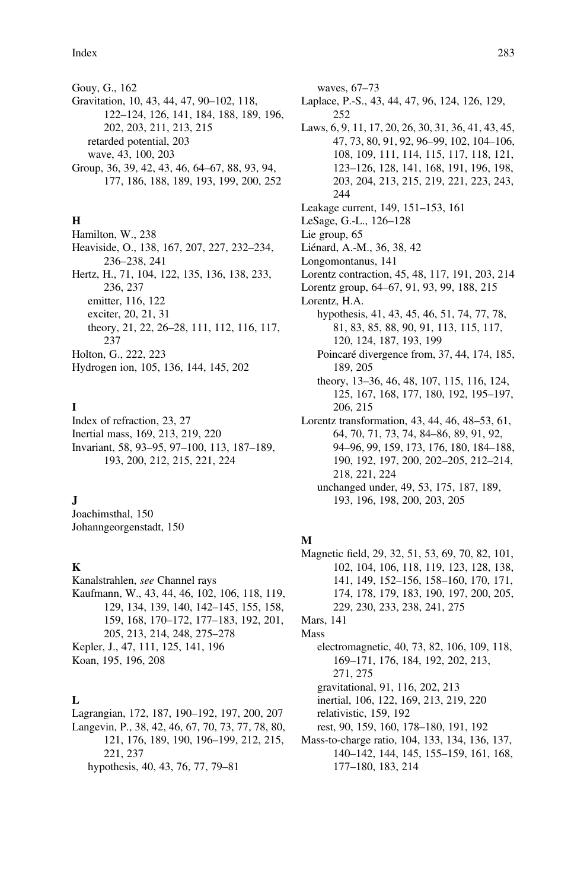Gouy, G., 162
Gravitation, 10, 43, 44, 47, 90–102, 118, 122–124, 126, 141, 184, 188, 189, 196, 202, 203, 211, 213, 215
  retarded potential, 203
  wave, 43, 100, 203
Group, 36, 39, 42, 43, 46, 64–67, 88, 93, 94, 177, 186, 188, 189, 193, 199, 200, 252

**H**

Hamilton, W., 238
Heaviside, O., 138, 167, 207, 227, 232–234, 236–238, 241
Hertz, H., 71, 104, 122, 135, 136, 138, 233, 236, 237
  emitter, 116, 122
  exciter, 20, 21, 31
  theory, 21, 22, 26–28, 111, 112, 116, 117, 237
Holton, G., 222, 223
Hydrogen ion, 105, 136, 144, 145, 202

**I**

Index of refraction, 23, 27
Inertial mass, 169, 213, 219, 220
Invariant, 58, 93–95, 97–100, 113, 187–189, 193, 200, 212, 215, 221, 224

**J**

Joachimsthal, 150
Johanngeorgenstadt, 150

**K**

Kanalstrahlen, *see* Channel rays
Kaufmann, W., 43, 44, 46, 102, 106, 118, 119, 129, 134, 139, 140, 142–145, 155, 158, 159, 168, 170–172, 177–183, 192, 201, 205, 213, 214, 248, 275–278
Kepler, J., 47, 111, 125, 141, 196
Koan, 195, 196, 208

**L**

Lagrangian, 172, 187, 190–192, 197, 200, 207
Langevin, P., 38, 42, 46, 67, 70, 73, 77, 78, 80, 121, 176, 189, 190, 196–199, 212, 215, 221, 237
  hypothesis, 40, 43, 76, 77, 79–81
  waves, 67–73
Laplace, P.-S., 43, 44, 47, 96, 124, 126, 129, 252
Laws, 6, 9, 11, 17, 20, 26, 30, 31, 36, 41, 43, 45, 47, 73, 80, 91, 92, 96–99, 102, 104–106, 108, 109, 111, 114, 115, 117, 118, 121, 123–126, 128, 141, 168, 191, 196, 198, 203, 204, 213, 215, 219, 221, 223, 243, 244
Leakage current, 149, 151–153, 161
LeSage, G.-L., 126–128
Lie group, 65
Liénard, A.-M., 36, 38, 42
Longomontanus, 141
Lorentz contraction, 45, 48, 117, 191, 203, 214
Lorentz group, 64–67, 91, 93, 99, 188, 215
Lorentz, H.A.
  hypothesis, 41, 43, 45, 46, 51, 74, 77, 78, 81, 83, 85, 88, 90, 91, 113, 115, 117, 120, 124, 187, 193, 199
  Poincaré divergence from, 37, 44, 174, 185, 189, 205
  theory, 13–36, 46, 48, 107, 115, 116, 124, 125, 167, 168, 177, 180, 192, 195–197, 206, 215
Lorentz transformation, 43, 44, 46, 48–53, 61, 64, 70, 71, 73, 74, 84–86, 89, 91, 92, 94–96, 99, 159, 173, 176, 180, 184–188, 190, 192, 197, 200, 202–205, 212–214, 218, 221, 224
  unchanged under, 49, 53, 175, 187, 189, 193, 196, 198, 200, 203, 205

**M**

Magnetic field, 29, 32, 51, 53, 69, 70, 82, 101, 102, 104, 106, 118, 119, 123, 128, 138, 141, 149, 152–156, 158–160, 170, 171, 174, 178, 179, 183, 190, 197, 200, 205, 229, 230, 233, 238, 241, 275
Mars, 141
Mass
  electromagnetic, 40, 73, 82, 106, 109, 118, 169–171, 176, 184, 192, 202, 213, 271, 275
  gravitational, 91, 116, 202, 213
  inertial, 106, 122, 169, 213, 219, 220
  relativistic, 159, 192
  rest, 90, 159, 160, 178–180, 191, 192
Mass-to-charge ratio, 104, 133, 134, 136, 137, 140–142, 144, 145, 155–159, 161, 168, 177–180, 183, 214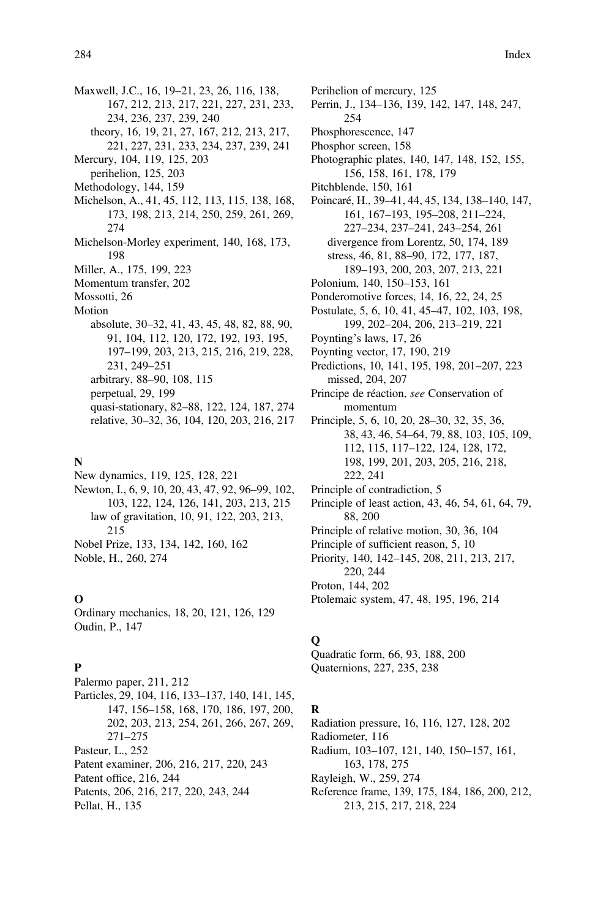Maxwell, J.C., 16, 19–21, 23, 26, 116, 138, 167, 212, 213, 217, 221, 227, 231, 233, 234, 236, 237, 239, 240
- theory, 16, 19, 21, 27, 167, 212, 213, 217, 221, 227, 231, 233, 234, 237, 239, 241

Mercury, 104, 119, 125, 203
- perihelion, 125, 203

Methodology, 144, 159

Michelson, A., 41, 45, 112, 113, 115, 138, 168, 173, 198, 213, 214, 250, 259, 261, 269, 274

Michelson-Morley experiment, 140, 168, 173, 198

Miller, A., 175, 199, 223

Momentum transfer, 202

Mossotti, 26

Motion
- absolute, 30–32, 41, 43, 45, 48, 82, 88, 90, 91, 104, 112, 120, 172, 192, 193, 195, 197–199, 203, 213, 215, 216, 219, 228, 231, 249–251
- arbitrary, 88–90, 108, 115
- perpetual, 29, 199
- quasi-stationary, 82–88, 122, 124, 187, 274
- relative, 30–32, 36, 104, 120, 203, 216, 217

## N

New dynamics, 119, 125, 128, 221

Newton, I., 6, 9, 10, 20, 43, 47, 92, 96–99, 102, 103, 122, 124, 126, 141, 203, 213, 215
- law of gravitation, 10, 91, 122, 203, 213, 215

Nobel Prize, 133, 134, 142, 160, 162

Noble, H., 260, 274

## O

Ordinary mechanics, 18, 20, 121, 126, 129

Oudin, P., 147

## P

Palermo paper, 211, 212

Particles, 29, 104, 116, 133–137, 140, 141, 145, 147, 156–158, 168, 170, 186, 197, 200, 202, 203, 213, 254, 261, 266, 267, 269, 271–275

Pasteur, L., 252

Patent examiner, 206, 216, 217, 220, 243

Patent office, 216, 244

Patents, 206, 216, 217, 220, 243, 244

Pellat, H., 135

Perihelion of mercury, 125

Perrin, J., 134–136, 139, 142, 147, 148, 247, 254

Phosphorescence, 147

Phosphor screen, 158

Photographic plates, 140, 147, 148, 152, 155, 156, 158, 161, 178, 179

Pitchblende, 150, 161

Poincaré, H., 39–41, 44, 45, 134, 138–140, 147, 161, 167–193, 195–208, 211–224, 227–234, 237–241, 243–254, 261
- divergence from Lorentz, 50, 174, 189
- stress, 46, 81, 88–90, 172, 177, 187, 189–193, 200, 203, 207, 213, 221

Polonium, 140, 150–153, 161

Ponderomotive forces, 14, 16, 22, 24, 25

Postulate, 5, 6, 10, 41, 45–47, 102, 103, 198, 199, 202–204, 206, 213–219, 221

Poynting's laws, 17, 26

Poynting vector, 17, 190, 219

Predictions, 10, 141, 195, 198, 201–207, 223
- missed, 204, 207

Principe de réaction, *see* Conservation of momentum

Principle, 5, 6, 10, 20, 28–30, 32, 35, 36, 38, 43, 46, 54–64, 79, 88, 103, 105, 109, 112, 115, 117–122, 124, 128, 172, 198, 199, 201, 203, 205, 216, 218, 222, 241

Principle of contradiction, 5

Principle of least action, 43, 46, 54, 61, 64, 79, 88, 200

Principle of relative motion, 30, 36, 104

Principle of sufficient reason, 5, 10

Priority, 140, 142–145, 208, 211, 213, 217, 220, 244

Proton, 144, 202

Ptolemaic system, 47, 48, 195, 196, 214

## Q

Quadratic form, 66, 93, 188, 200

Quaternions, 227, 235, 238

## R

Radiation pressure, 16, 116, 127, 128, 202

Radiometer, 116

Radium, 103–107, 121, 140, 150–157, 161, 163, 178, 275

Rayleigh, W., 259, 274

Reference frame, 139, 175, 184, 186, 200, 212, 213, 215, 217, 218, 224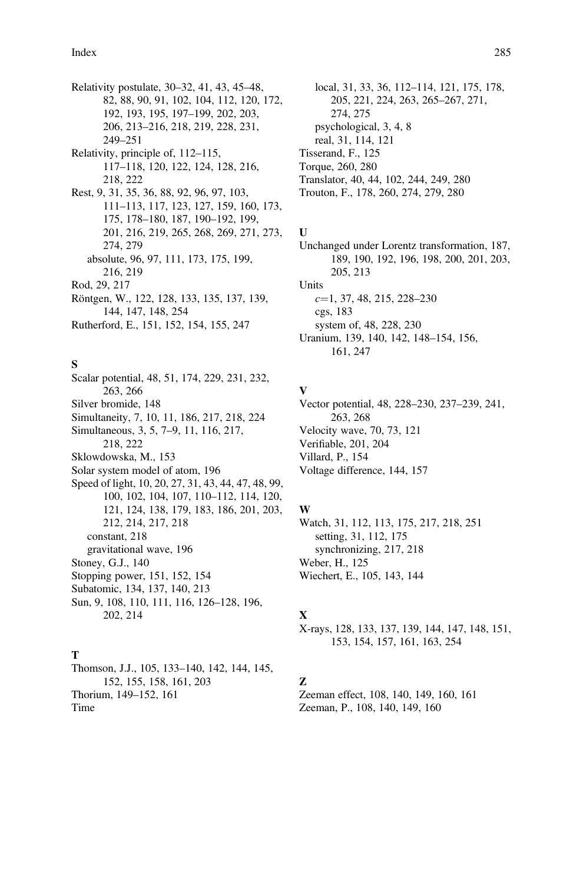Relativity postulate, 30–32, 41, 43, 45–48, 82, 88, 90, 91, 102, 104, 112, 120, 172, 192, 193, 195, 197–199, 202, 203, 206, 213–216, 218, 219, 228, 231, 249–251

Relativity, principle of, 112–115, 117–118, 120, 122, 124, 128, 216, 218, 222

Rest, 9, 31, 35, 36, 88, 92, 96, 97, 103, 111–113, 117, 123, 127, 159, 160, 173, 175, 178–180, 187, 190–192, 199, 201, 216, 219, 265, 268, 269, 271, 273, 274, 279

- absolute, 96, 97, 111, 173, 175, 199, 216, 219

Rod, 29, 217

Röntgen, W., 122, 128, 133, 135, 137, 139, 144, 147, 148, 254

Rutherford, E., 151, 152, 154, 155, 247

**S**

Scalar potential, 48, 51, 174, 229, 231, 232, 263, 266

Silver bromide, 148

Simultaneity, 7, 10, 11, 186, 217, 218, 224

Simultaneous, 3, 5, 7–9, 11, 116, 217, 218, 222

Sklowdowska, M., 153

Solar system model of atom, 196

Speed of light, 10, 20, 27, 31, 43, 44, 47, 48, 99, 100, 102, 104, 107, 110–112, 114, 120, 121, 124, 138, 179, 183, 186, 201, 203, 212, 214, 217, 218

- constant, 218
- gravitational wave, 196

Stoney, G.J., 140

Stopping power, 151, 152, 154

Subatomic, 134, 137, 140, 213

Sun, 9, 108, 110, 111, 116, 126–128, 196, 202, 214

**T**

Thomson, J.J., 105, 133–140, 142, 144, 145, 152, 155, 158, 161, 203

Thorium, 149–152, 161

Time

- local, 31, 33, 36, 112–114, 121, 175, 178, 205, 221, 224, 263, 265–267, 271, 274, 275
- psychological, 3, 4, 8
- real, 31, 114, 121

Tisserand, F., 125

Torque, 260, 280

Translator, 40, 44, 102, 244, 249, 280

Trouton, F., 178, 260, 274, 279, 280

**U**

Unchanged under Lorentz transformation, 187, 189, 190, 192, 196, 198, 200, 201, 203, 205, 213

Units

- $c=1$, 37, 48, 215, 228–230
- cgs, 183
- system of, 48, 228, 230

Uranium, 139, 140, 142, 148–154, 156, 161, 247

**V**

Vector potential, 48, 228–230, 237–239, 241, 263, 268

Velocity wave, 70, 73, 121

Verifiable, 201, 204

Villard, P., 154

Voltage difference, 144, 157

**W**

Watch, 31, 112, 113, 175, 217, 218, 251

- setting, 31, 112, 175
- synchronizing, 217, 218

Weber, H., 125

Wiechert, E., 105, 143, 144

**X**

X-rays, 128, 133, 137, 139, 144, 147, 148, 151, 153, 154, 157, 161, 163, 254

**Z**

Zeeman effect, 108, 140, 149, 160, 161

Zeeman, P., 108, 140, 149, 160